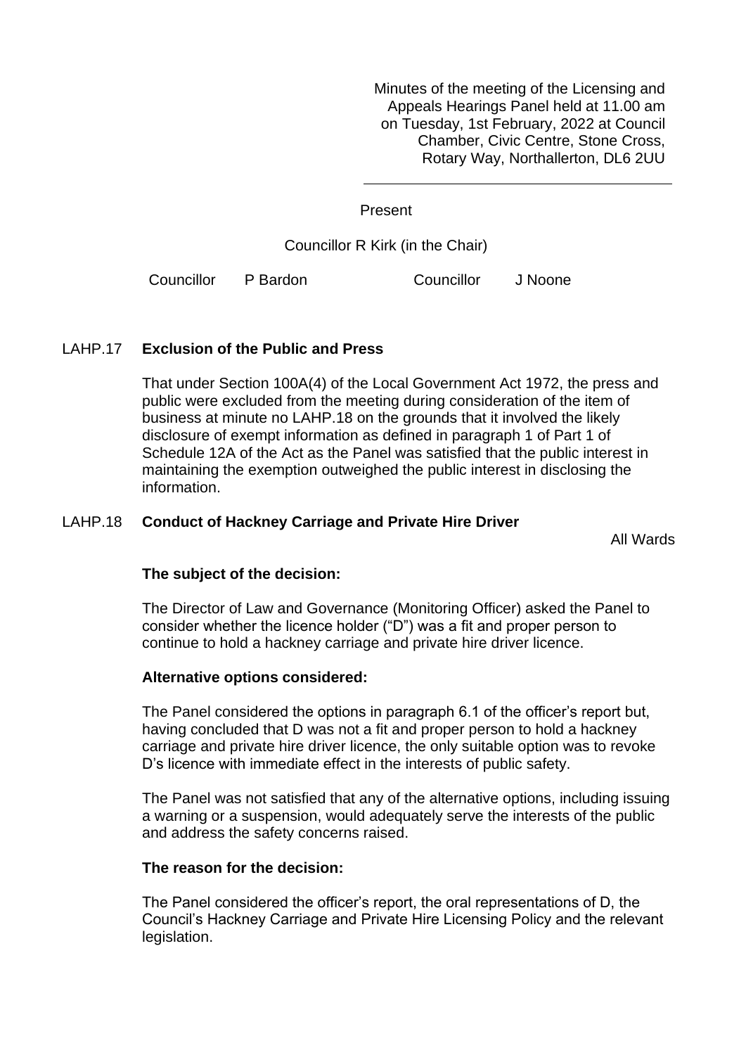Minutes of the meeting of the Licensing and Appeals Hearings Panel held at 11.00 am on Tuesday, 1st February, 2022 at Council Chamber, Civic Centre, Stone Cross, Rotary Way, Northallerton, DL6 2UU

---

Present

Councillor R Kirk (in the Chair)

Councillor P Bardon    Councillor J Noone

## LAHP.17 Exclusion of the Public and Press

That under Section 100A(4) of the Local Government Act 1972, the press and public were excluded from the meeting during consideration of the item of business at minute no LAHP.18 on the grounds that it involved the likely disclosure of exempt information as defined in paragraph 1 of Part 1 of Schedule 12A of the Act as the Panel was satisfied that the public interest in maintaining the exemption outweighed the public interest in disclosing the information.

## LAHP.18 Conduct of Hackney Carriage and Private Hire Driver

All Wards

**The subject of the decision:**

The Director of Law and Governance (Monitoring Officer) asked the Panel to consider whether the licence holder ("D") was a fit and proper person to continue to hold a hackney carriage and private hire driver licence.

**Alternative options considered:**

The Panel considered the options in paragraph 6.1 of the officer's report but, having concluded that D was not a fit and proper person to hold a hackney carriage and private hire driver licence, the only suitable option was to revoke D's licence with immediate effect in the interests of public safety.

The Panel was not satisfied that any of the alternative options, including issuing a warning or a suspension, would adequately serve the interests of the public and address the safety concerns raised.

**The reason for the decision:**

The Panel considered the officer's report, the oral representations of D, the Council's Hackney Carriage and Private Hire Licensing Policy and the relevant legislation.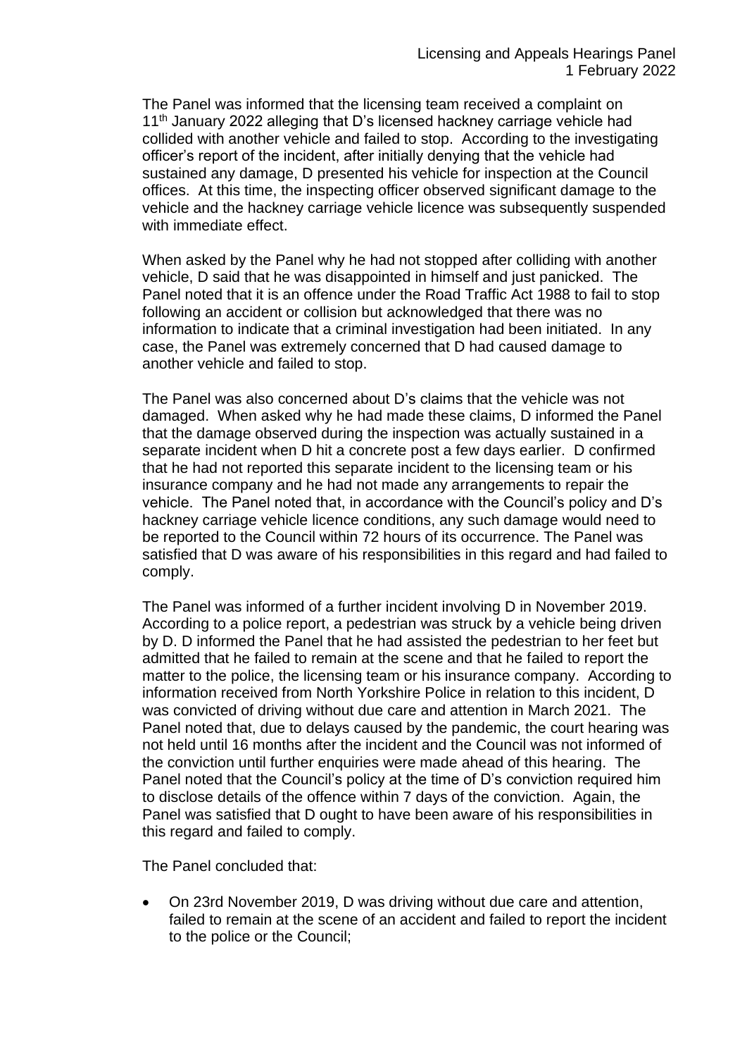The Panel was informed that the licensing team received a complaint on 11th January 2022 alleging that D's licensed hackney carriage vehicle had collided with another vehicle and failed to stop. According to the investigating officer's report of the incident, after initially denying that the vehicle had sustained any damage, D presented his vehicle for inspection at the Council offices. At this time, the inspecting officer observed significant damage to the vehicle and the hackney carriage vehicle licence was subsequently suspended with immediate effect.

When asked by the Panel why he had not stopped after colliding with another vehicle, D said that he was disappointed in himself and just panicked. The Panel noted that it is an offence under the Road Traffic Act 1988 to fail to stop following an accident or collision but acknowledged that there was no information to indicate that a criminal investigation had been initiated. In any case, the Panel was extremely concerned that D had caused damage to another vehicle and failed to stop.

The Panel was also concerned about D's claims that the vehicle was not damaged. When asked why he had made these claims, D informed the Panel that the damage observed during the inspection was actually sustained in a separate incident when D hit a concrete post a few days earlier. D confirmed that he had not reported this separate incident to the licensing team or his insurance company and he had not made any arrangements to repair the vehicle. The Panel noted that, in accordance with the Council's policy and D's hackney carriage vehicle licence conditions, any such damage would need to be reported to the Council within 72 hours of its occurrence. The Panel was satisfied that D was aware of his responsibilities in this regard and had failed to comply.

The Panel was informed of a further incident involving D in November 2019. According to a police report, a pedestrian was struck by a vehicle being driven by D. D informed the Panel that he had assisted the pedestrian to her feet but admitted that he failed to remain at the scene and that he failed to report the matter to the police, the licensing team or his insurance company. According to information received from North Yorkshire Police in relation to this incident, D was convicted of driving without due care and attention in March 2021. The Panel noted that, due to delays caused by the pandemic, the court hearing was not held until 16 months after the incident and the Council was not informed of the conviction until further enquiries were made ahead of this hearing. The Panel noted that the Council's policy at the time of D's conviction required him to disclose details of the offence within 7 days of the conviction. Again, the Panel was satisfied that D ought to have been aware of his responsibilities in this regard and failed to comply.

The Panel concluded that:

- On 23rd November 2019, D was driving without due care and attention, failed to remain at the scene of an accident and failed to report the incident to the police or the Council;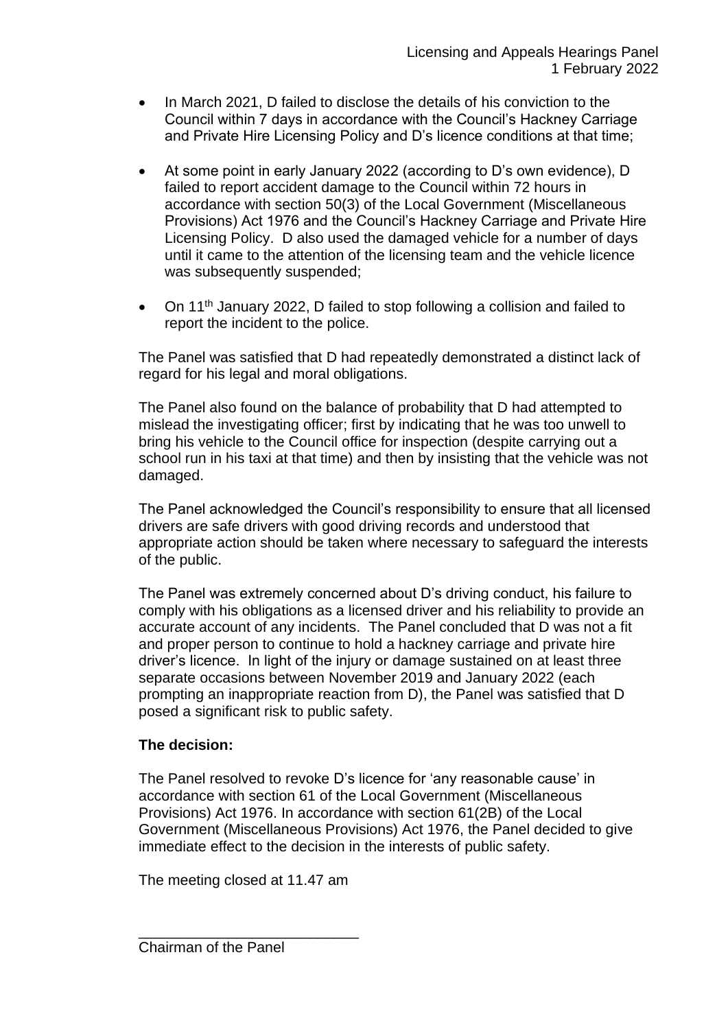- In March 2021, D failed to disclose the details of his conviction to the Council within 7 days in accordance with the Council's Hackney Carriage and Private Hire Licensing Policy and D's licence conditions at that time;

- At some point in early January 2022 (according to D's own evidence), D failed to report accident damage to the Council within 72 hours in accordance with section 50(3) of the Local Government (Miscellaneous Provisions) Act 1976 and the Council's Hackney Carriage and Private Hire Licensing Policy. D also used the damaged vehicle for a number of days until it came to the attention of the licensing team and the vehicle licence was subsequently suspended;

- On 11th January 2022, D failed to stop following a collision and failed to report the incident to the police.

The Panel was satisfied that D had repeatedly demonstrated a distinct lack of regard for his legal and moral obligations.

The Panel also found on the balance of probability that D had attempted to mislead the investigating officer; first by indicating that he was too unwell to bring his vehicle to the Council office for inspection (despite carrying out a school run in his taxi at that time) and then by insisting that the vehicle was not damaged.

The Panel acknowledged the Council's responsibility to ensure that all licensed drivers are safe drivers with good driving records and understood that appropriate action should be taken where necessary to safeguard the interests of the public.

The Panel was extremely concerned about D's driving conduct, his failure to comply with his obligations as a licensed driver and his reliability to provide an accurate account of any incidents. The Panel concluded that D was not a fit and proper person to continue to hold a hackney carriage and private hire driver's licence. In light of the injury or damage sustained on at least three separate occasions between November 2019 and January 2022 (each prompting an inappropriate reaction from D), the Panel was satisfied that D posed a significant risk to public safety.

**The decision:**

The Panel resolved to revoke D's licence for 'any reasonable cause' in accordance with section 61 of the Local Government (Miscellaneous Provisions) Act 1976. In accordance with section 61(2B) of the Local Government (Miscellaneous Provisions) Act 1976, the Panel decided to give immediate effect to the decision in the interests of public safety.

The meeting closed at 11.47 am

\_\_\_\_\_\_\_\_\_\_\_\_\_\_\_\_\_\_\_\_\_\_\_\_\_\_\_\_

Chairman of the Panel